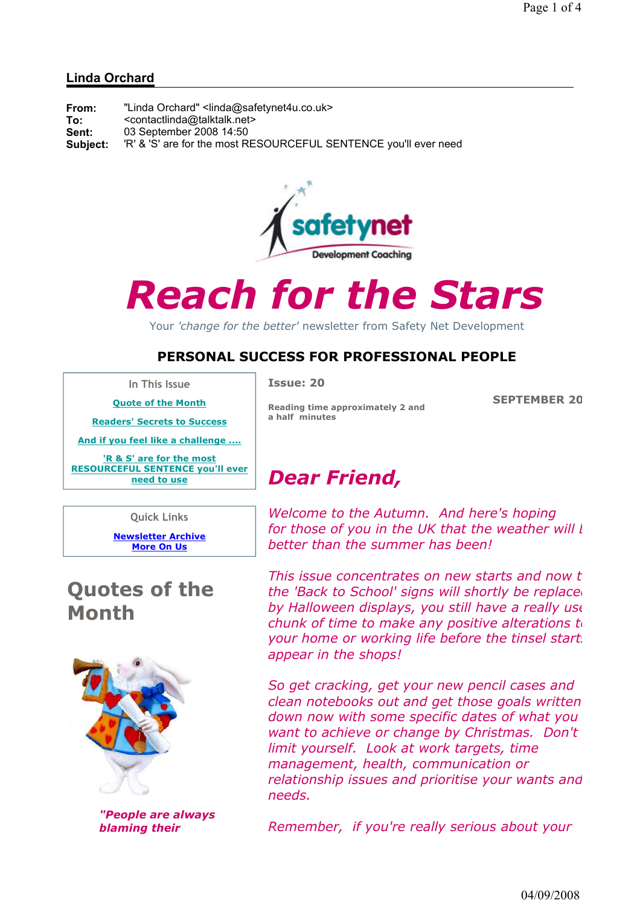## Linda Orchard

**From:** "Linda Orchard" <linda@safetynet4u.co.uk>
**To:** <contactlinda@talktalk.net>
**Sent:** 03 September 2008 14:50
**Subject:** 'R' & 'S' are for the most RESOURCEFUL SENTENCE you'll ever need

safetynet Development Coaching

# Reach for the Stars

Your *'change for the better'* newsletter from Safety Net Development

### PERSONAL SUCCESS FOR PROFESSIONAL PEOPLE

In This Issue

- Quote of the Month
- Readers' Secrets to Success
- And if you feel like a challenge ....
- 'R & S' are for the most RESOURCEFUL SENTENCE you'll ever need to use

Quick Links

- Newsletter Archive
- More On Us

**Issue: 20**

**Reading time approximately 2 and a half minutes**

**SEPTEMBER 20**

## *Dear Friend,*

*Welcome to the Autumn. And here's hoping for those of you in the UK that the weather will b better than the summer has been!*

*This issue concentrates on new starts and now t the 'Back to School' signs will shortly be replace by Halloween displays, you still have a really use chunk of time to make any positive alterations t your home or working life before the tinsel start appear in the shops!*

*So get cracking, get your new pencil cases and clean notebooks out and get those goals written down now with some specific dates of what you want to achieve or change by Christmas. Don't limit yourself. Look at work targets, time management, health, communication or relationship issues and prioritise your wants and needs.*

*Remember, if you're really serious about your*

## Quotes of the Month

***"People are always blaming their***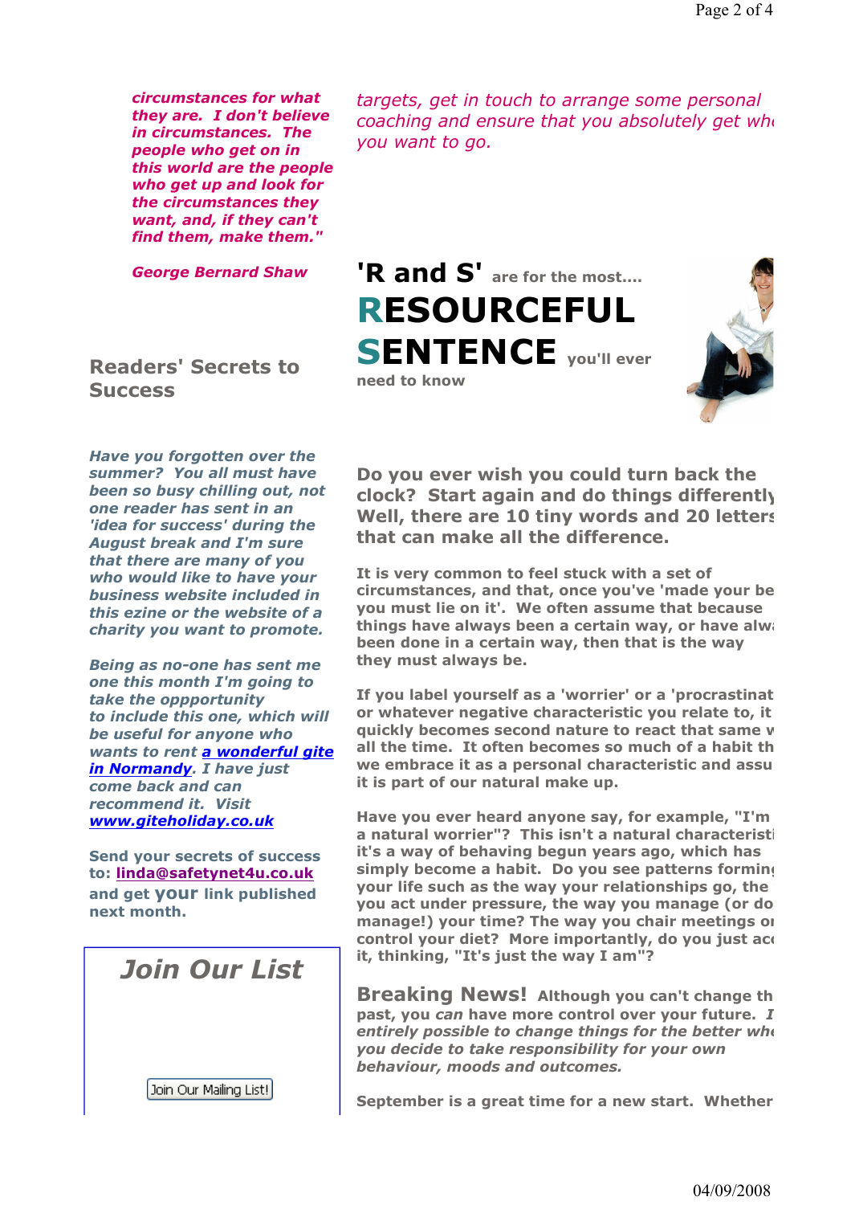***circumstances for what they are. I don't believe in circumstances. The people who get on in this world are the people who get up and look for the circumstances they want, and, if they can't find them, make them."***

***George Bernard Shaw***

## Readers' Secrets to Success

***Have you forgotten over the summer? You all must have been so busy chilling out, not one reader has sent in an 'idea for success' during the August break and I'm sure that there are many of you who would like to have your business website included in this ezine or the website of a charity you want to promote.***

***Being as no-one has sent me one this month I'm going to take the oppportunity to include this one, which will be useful for anyone who wants to rent [a wonderful gite in Normandy](). I have just come back and can recommend it. Visit [www.giteholiday.co.uk]()***

**Send your secrets of success to: [linda@safetynet4u.co.uk]() and get your link published next month.**

## Join Our List

Join Our Mailing List!

*targets, get in touch to arrange some personal coaching and ensure that you absolutely get wh you want to go.*

## 'R and S' are for the most.... RESOURCEFUL SENTENCE you'll ever need to know

**Do you ever wish you could turn back the clock? Start again and do things differently Well, there are 10 tiny words and 20 letters that can make all the difference.**

**It is very common to feel stuck with a set of circumstances, and that, once you've 'made your be you must lie on it'. We often assume that because things have always been a certain way, or have alw been done in a certain way, then that is the way they must always be.**

**If you label yourself as a 'worrier' or a 'procrastinat or whatever negative characteristic you relate to, it quickly becomes second nature to react that same w all the time. It often becomes so much of a habit th we embrace it as a personal characteristic and assu it is part of our natural make up.**

**Have you ever heard anyone say, for example, "I'm a natural worrier"? This isn't a natural characteristi it's a way of behaving begun years ago, which has simply become a habit. Do you see patterns formin your life such as the way your relationships go, the you act under pressure, the way you manage (or do manage!) your time? The way you chair meetings o control your diet? More importantly, do you just acc it, thinking, "It's just the way I am"?**

**Breaking News! Although you can't change th past, you *can* have more control over your future. *I entirely possible to change things for the better wh you decide to take responsibility for your own behaviour, moods and outcomes.***

**September is a great time for a new start. Whether**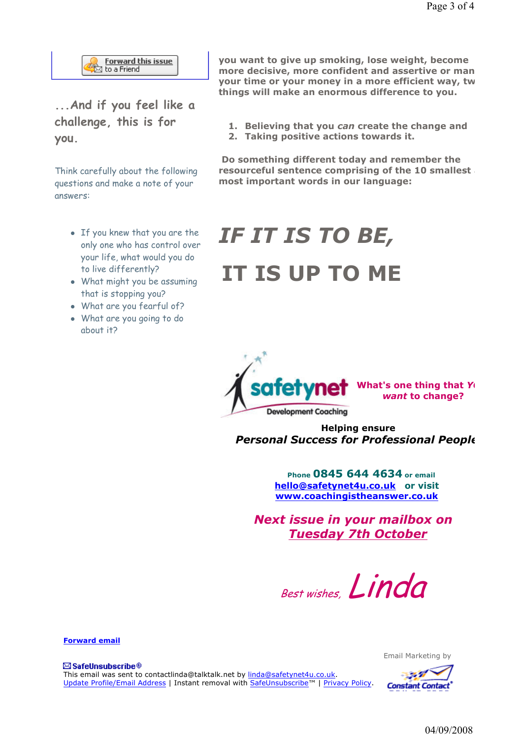Forward this issue to a Friend

### ...And if you feel like a challenge, this is for you.

Think carefully about the following questions and make a note of your answers:

- If you knew that you are the only one who has control over your life, what would you do to live differently?
- What might you be assuming that is stopping you?
- What are you fearful of?
- What are you going to do about it?

**you want to give up smoking, lose weight, become more decisive, more confident and assertive or man your time or your money in a more efficient way, tw things will make an enormous difference to you.**

1. **Believing that you *can* create the change and**
2. **Taking positive actions towards it.**

**Do something different today and remember the resourceful sentence comprising of the 10 smallest most important words in our language:**

# *IF IT IS TO BE,*

# IT IS UP TO ME

safetynet Development Coaching

**What's one thing that Y *want* to change?**

**Helping ensure**

***Personal Success for Professional People***

**Phone 0845 644 4634 or email [hello@safetynet4u.co.uk](mailto:hello@safetynet4u.co.uk) or visit [www.coachingistheanswer.co.uk](http://www.coachingistheanswer.co.uk)**

***Next issue in your mailbox on Tuesday 7th October***

*Best wishes, Linda*

**Forward email**

SafeUnsubscribe®

This email was sent to contactlinda@talktalk.net by linda@safetynet4u.co.uk.

Update Profile/Email Address | Instant removal with SafeUnsubscribe™ | Privacy Policy.

Email Marketing by Constant Contact

04/09/2008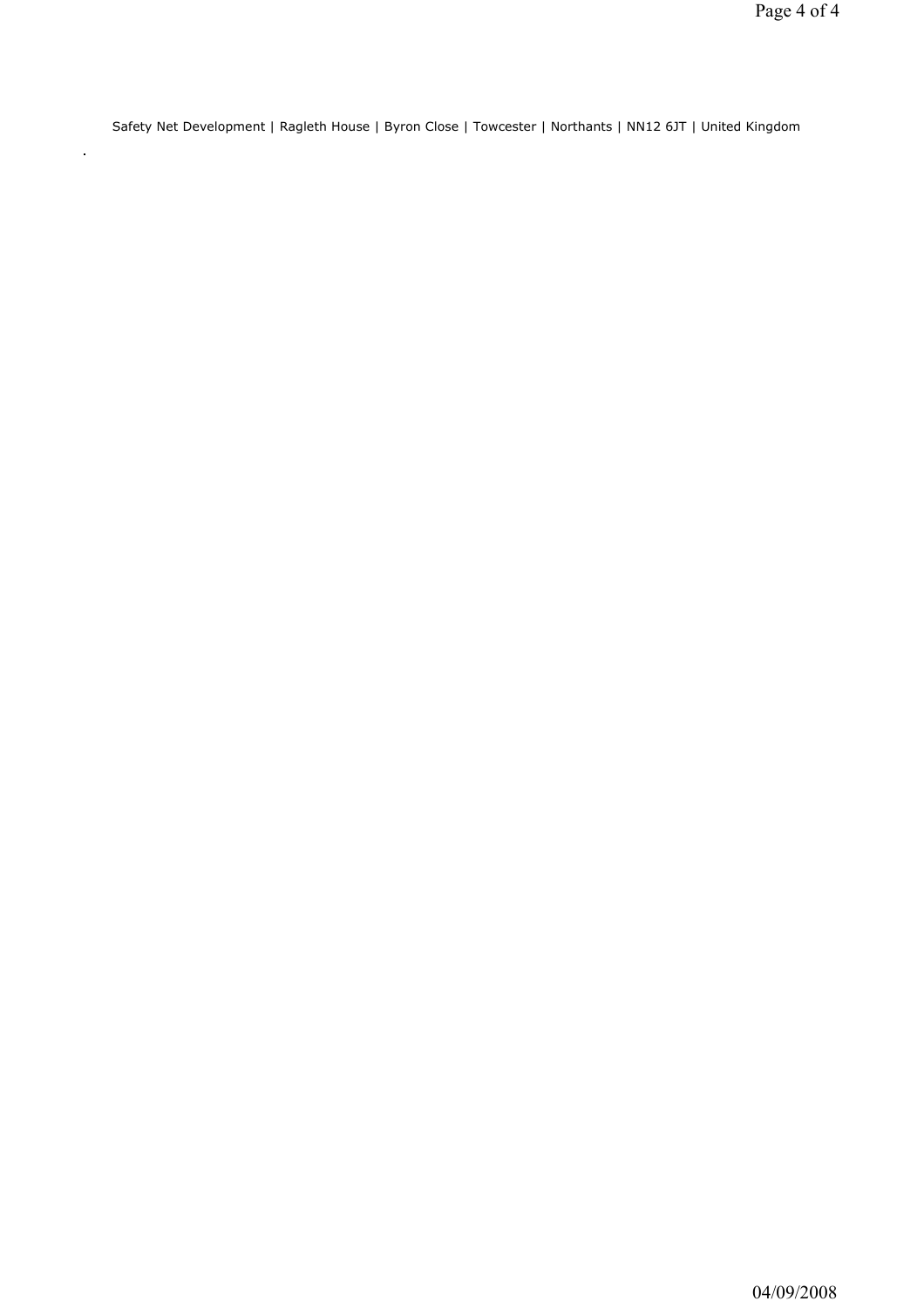Safety Net Development | Ragleth House | Byron Close | Towcester | Northants | NN12 6JT | United Kingdom

.